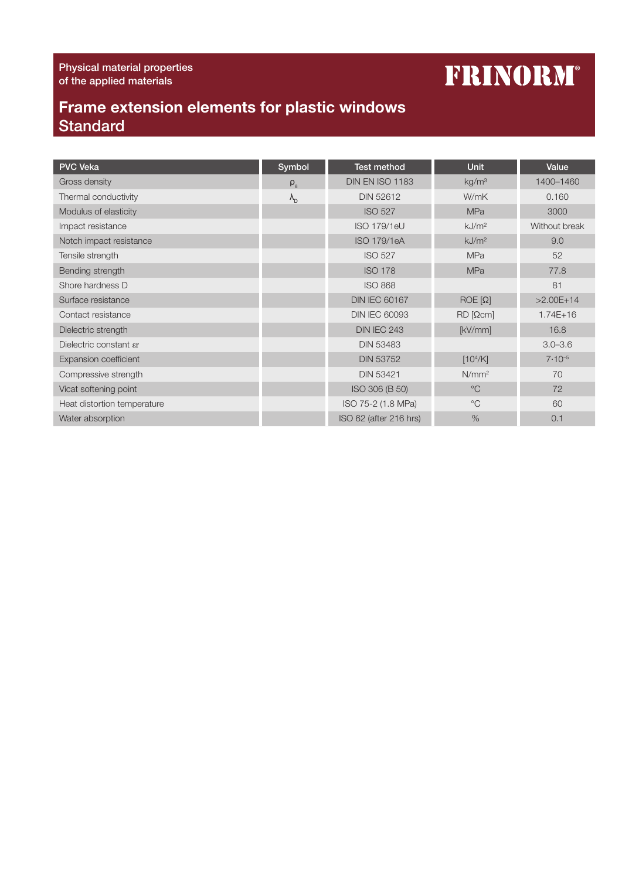Physical material properties
of the applied materials

FRINORM®

# Frame extension elements for plastic windows Standard

| PVC Veka | Symbol | Test method | Unit | Value |
|---|---|---|---|---|
| Gross density | $\rho_a$ | DIN EN ISO 1183 | kg/m³ | 1400–1460 |
| Thermal conductivity | $\lambda_D$ | DIN 52612 | W/mK | 0.160 |
| Modulus of elasticity | | ISO 527 | MPa | 3000 |
| Impact resistance | | ISO 179/1eU | kJ/m² | Without break |
| Notch impact resistance | | ISO 179/1eA | kJ/m² | 9.0 |
| Tensile strength | | ISO 527 | MPa | 52 |
| Bending strength | | ISO 178 | MPa | 77.8 |
| Shore hardness D | | ISO 868 | | 81 |
| Surface resistance | | DIN IEC 60167 | ROE [Ω] | >2.00E+14 |
| Contact resistance | | DIN IEC 60093 | RD [Ωcm] | 1.74E+16 |
| Dielectric strength | | DIN IEC 243 | [kV/mm] | 16.8 |
| Dielectric constant $\varepsilon r$ | | DIN 53483 | | 3.0–3.6 |
| Expansion coefficient | | DIN 53752 | $[10^4/K]$ | $7 \cdot 10^{-5}$ |
| Compressive strength | | DIN 53421 | N/mm² | 70 |
| Vicat softening point | | ISO 306 (B 50) | °C | 72 |
| Heat distortion temperature | | ISO 75-2 (1.8 MPa) | °C | 60 |
| Water absorption | | ISO 62 (after 216 hrs) | % | 0.1 |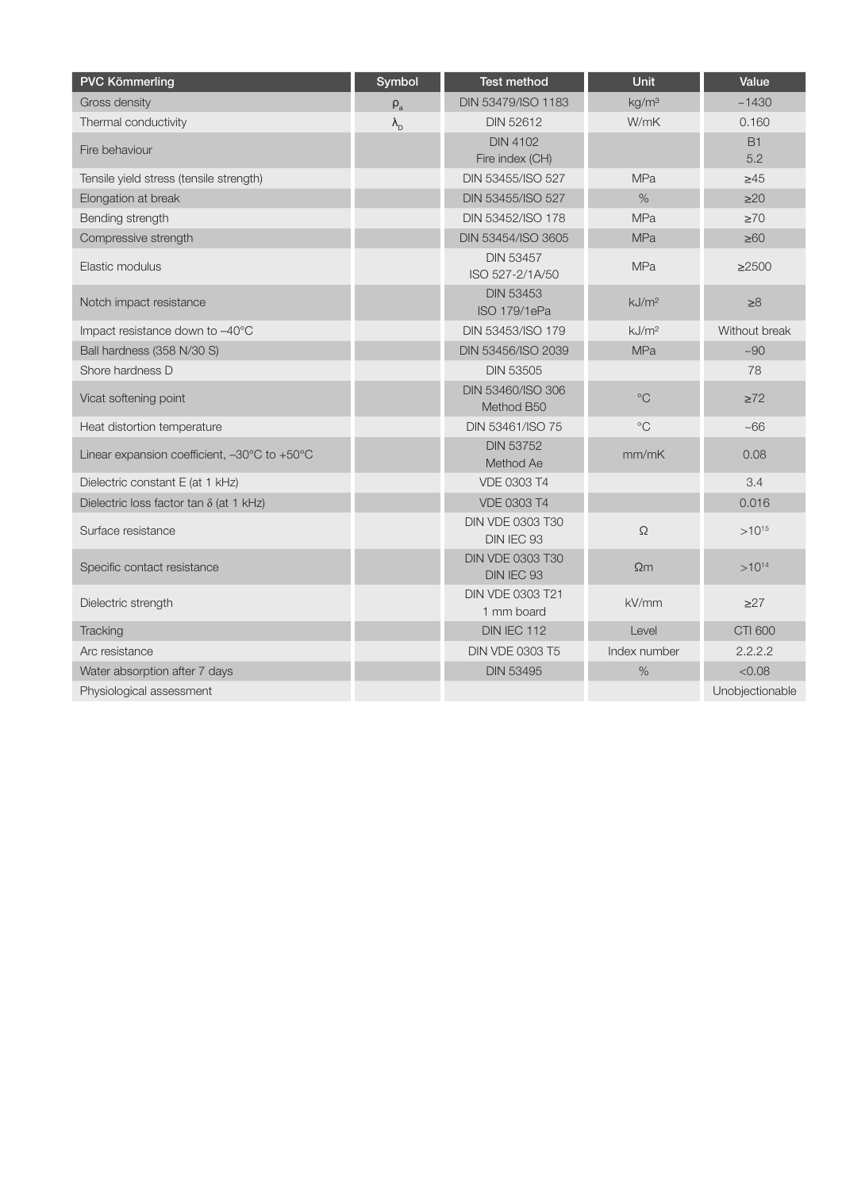| PVC Kömmerling | Symbol | Test method | Unit | Value |
|---|---|---|---|---|
| Gross density | $\rho_a$ | DIN 53479/ISO 1183 | kg/m³ | ~1430 |
| Thermal conductivity | $\lambda_D$ | DIN 52612 | W/mK | 0.160 |
| Fire behaviour | | DIN 4102<br>Fire index (CH) | | B1<br>5.2 |
| Tensile yield stress (tensile strength) | | DIN 53455/ISO 527 | MPa | ≥45 |
| Elongation at break | | DIN 53455/ISO 527 | % | ≥20 |
| Bending strength | | DIN 53452/ISO 178 | MPa | ≥70 |
| Compressive strength | | DIN 53454/ISO 3605 | MPa | ≥60 |
| Elastic modulus | | DIN 53457<br>ISO 527-2/1A/50 | MPa | ≥2500 |
| Notch impact resistance | | DIN 53453<br>ISO 179/1ePa | kJ/m² | ≥8 |
| Impact resistance down to –40°C | | DIN 53453/ISO 179 | kJ/m² | Without break |
| Ball hardness (358 N/30 S) | | DIN 53456/ISO 2039 | MPa | ~90 |
| Shore hardness D | | DIN 53505 | | 78 |
| Vicat softening point | | DIN 53460/ISO 306<br>Method B50 | °C | ≥72 |
| Heat distortion temperature | | DIN 53461/ISO 75 | °C | ~66 |
| Linear expansion coefficient, –30°C to +50°C | | DIN 53752<br>Method Ae | mm/mK | 0.08 |
| Dielectric constant E (at 1 kHz) | | VDE 0303 T4 | | 3.4 |
| Dielectric loss factor tan δ (at 1 kHz) | | VDE 0303 T4 | | 0.016 |
| Surface resistance | | DIN VDE 0303 T30<br>DIN IEC 93 | Ω | $>10^{15}$ |
| Specific contact resistance | | DIN VDE 0303 T30<br>DIN IEC 93 | Ωm | $>10^{14}$ |
| Dielectric strength | | DIN VDE 0303 T21<br>1 mm board | kV/mm | ≥27 |
| Tracking | | DIN IEC 112 | Level | CTI 600 |
| Arc resistance | | DIN VDE 0303 T5 | Index number | 2.2.2.2 |
| Water absorption after 7 days | | DIN 53495 | % | <0.08 |
| Physiological assessment | | | | Unobjectionable |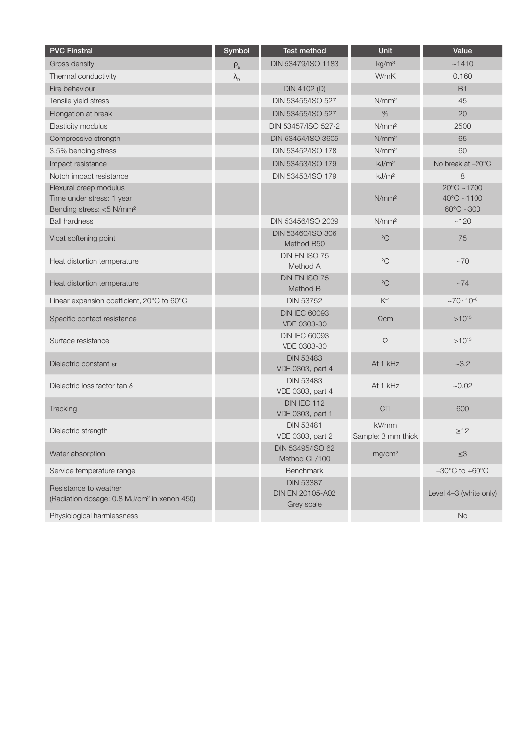| PVC Finstral | Symbol | Test method | Unit | Value |
|---|---|---|---|---|
| Gross density | $\rho_a$ | DIN 53479/ISO 1183 | kg/m³ | ~1410 |
| Thermal conductivity | $\lambda_D$ | | W/mK | 0.160 |
| Fire behaviour | | DIN 4102 (D) | | B1 |
| Tensile yield stress | | DIN 53455/ISO 527 | N/mm² | 45 |
| Elongation at break | | DIN 53455/ISO 527 | % | 20 |
| Elasticity modulus | | DIN 53457/ISO 527-2 | N/mm² | 2500 |
| Compressive strength | | DIN 53454/ISO 3605 | N/mm² | 65 |
| 3.5% bending stress | | DIN 53452/ISO 178 | N/mm² | 60 |
| Impact resistance | | DIN 53453/ISO 179 | kJ/m² | No break at –20°C |
| Notch impact resistance | | DIN 53453/ISO 179 | kJ/m² | 8 |
| Flexural creep modulus<br>Time under stress: 1 year<br>Bending stress: <5 N/mm² | | | N/mm² | 20°C ~1700<br>40°C ~1100<br>60°C ~300 |
| Ball hardness | | DIN 53456/ISO 2039 | N/mm² | ~120 |
| Vicat softening point | | DIN 53460/ISO 306 Method B50 | °C | 75 |
| Heat distortion temperature | | DIN EN ISO 75 Method A | °C | ~70 |
| Heat distortion temperature | | DIN EN ISO 75 Method B | °C | ~74 |
| Linear expansion coefficient, 20°C to 60°C | | DIN 53752 | $K^{-1}$ | $\sim 70 \cdot 10^{-6}$ |
| Specific contact resistance | | DIN IEC 60093 VDE 0303-30 | Ωcm | $>10^{15}$ |
| Surface resistance | | DIN IEC 60093 VDE 0303-30 | Ω | $>10^{13}$ |
| Dielectric constant $\varepsilon r$ | | DIN 53483 VDE 0303, part 4 | At 1 kHz | ~3.2 |
| Dielectric loss factor tan $\delta$ | | DIN 53483 VDE 0303, part 4 | At 1 kHz | ~0.02 |
| Tracking | | DIN IEC 112 VDE 0303, part 1 | CTI | 600 |
| Dielectric strength | | DIN 53481 VDE 0303, part 2 | kV/mm Sample: 3 mm thick | ≥12 |
| Water absorption | | DIN 53495/ISO 62 Method CL/100 | mg/cm² | ≤3 |
| Service temperature range | | Benchmark | | –30°C to +60°C |
| Resistance to weather<br>(Radiation dosage: 0.8 MJ/cm² in xenon 450) | | DIN 53387 DIN EN 20105-A02 Grey scale | | Level 4–3 (white only) |
| Physiological harmlessness | | | | No |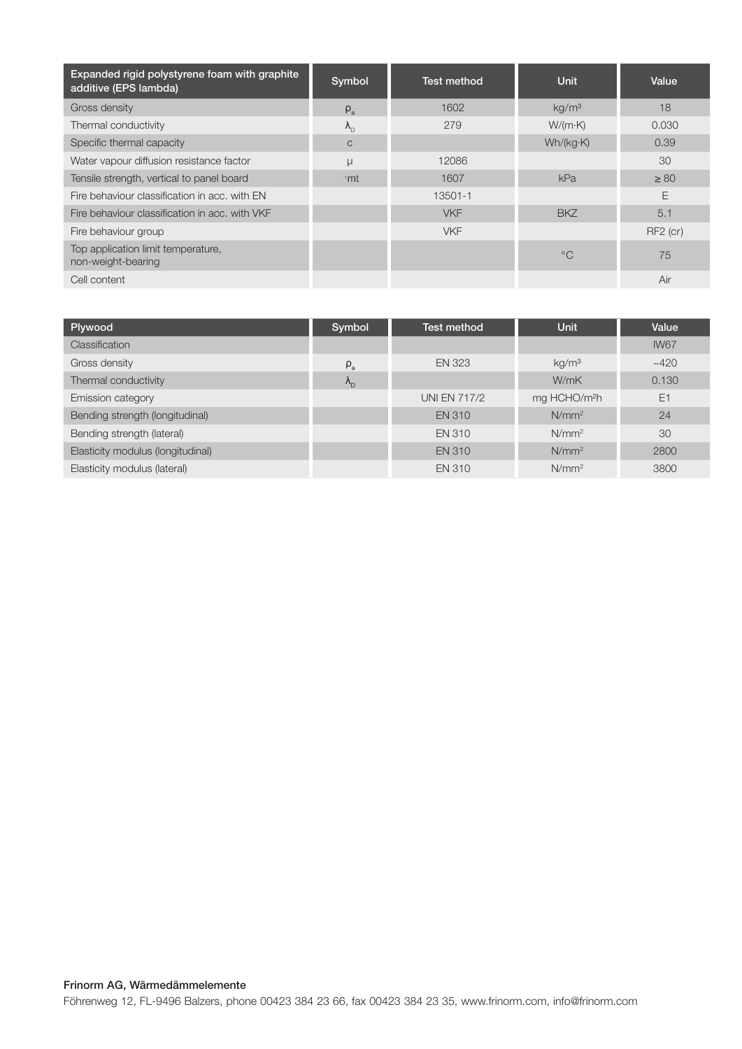| Expanded rigid polystyrene foam with graphite additive (EPS lambda) | Symbol | Test method | Unit | Value |
|---|---|---|---|---|
| Gross density | $\rho_a$ | 1602 | kg/m³ | 18 |
| Thermal conductivity | $\lambda_D$ | 279 | W/(m·K) | 0.030 |
| Specific thermal capacity | c | | Wh/(kg·K) | 0.39 |
| Water vapour diffusion resistance factor | μ | 12086 | | 30 |
| Tensile strength, vertical to panel board | $\sigma_{mt}$ | 1607 | kPa | ≥ 80 |
| Fire behaviour classification in acc. with EN | | 13501-1 | | E |
| Fire behaviour classification in acc. with VKF | | VKF | BKZ | 5.1 |
| Fire behaviour group | | VKF | | RF2 (cr) |
| Top application limit temperature, non-weight-bearing | | | °C | 75 |
| Cell content | | | | Air |

| Plywood | Symbol | Test method | Unit | Value |
|---|---|---|---|---|
| Classification | | | | IW67 |
| Gross density | $\rho_a$ | EN 323 | kg/m³ | ~420 |
| Thermal conductivity | $\lambda_D$ | | W/mK | 0.130 |
| Emission category | | UNI EN 717/2 | mg HCHO/m²h | E1 |
| Bending strength (longitudinal) | | EN 310 | N/mm² | 24 |
| Bending strength (lateral) | | EN 310 | N/mm² | 30 |
| Elasticity modulus (longitudinal) | | EN 310 | N/mm² | 2800 |
| Elasticity modulus (lateral) | | EN 310 | N/mm² | 3800 |

**Frinorm AG, Wärmedämmelemente**
Föhrenweg 12, FL-9496 Balzers, phone 00423 384 23 66, fax 00423 384 23 35, www.frinorm.com, info@frinorm.com